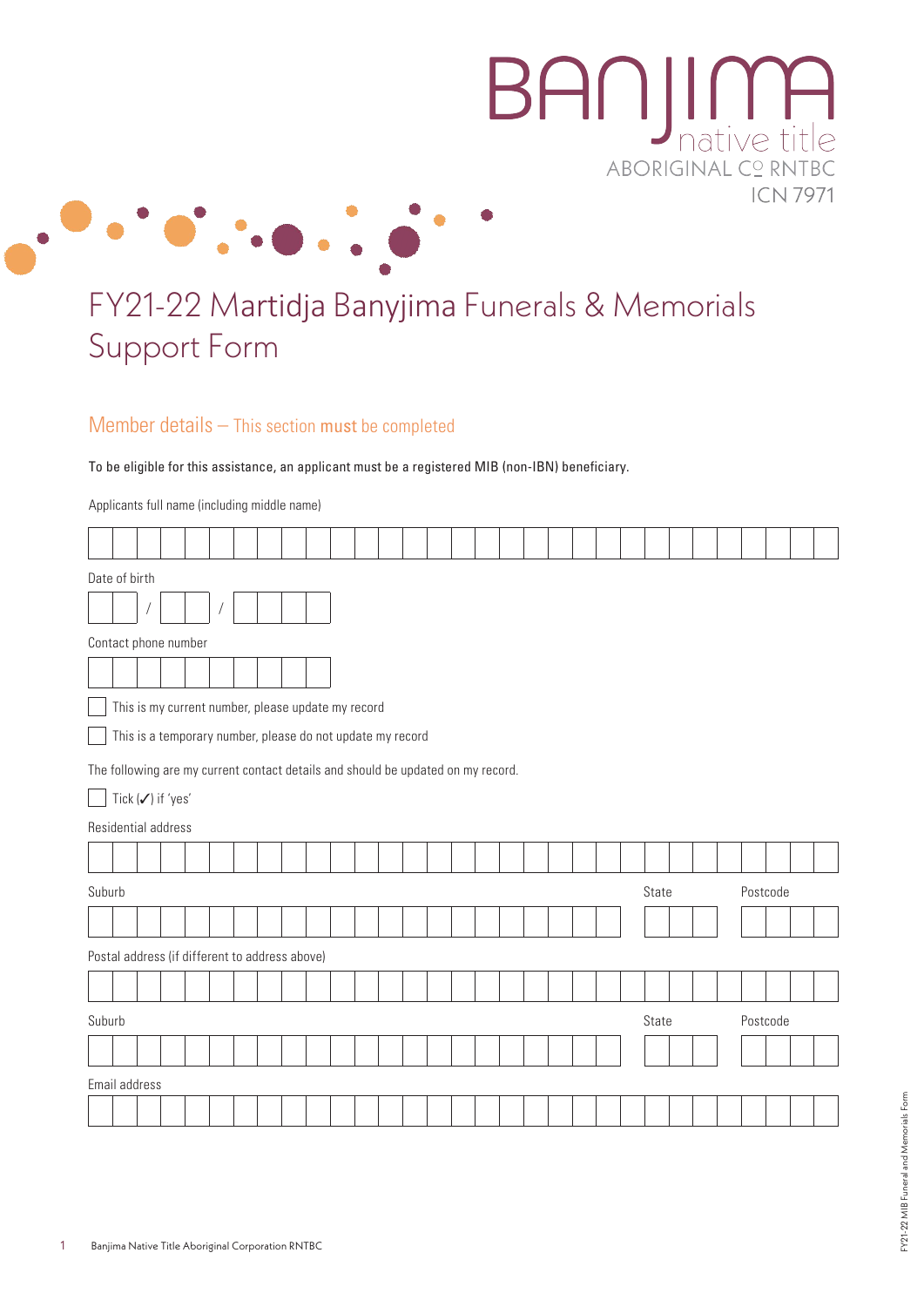BANJIMA
native title
ABORIGINAL CO RNTBC
ICN 7971

# FY21-22 Martidja Banyjima Funerals & Memorials Support Form

## Member details – This section **must** be completed

To be eligible for this assistance, an applicant must be a registered MIB (non-IBN) beneficiary.

Applicants full name (including middle name)

Date of birth

 /  / 

Contact phone number

☐ This is my current number, please update my record

☐ This is a temporary number, please do not update my record

The following are my current contact details and should be updated on my record.

☐ Tick (✓) if 'yes'

Residential address

Suburb | State | Postcode

Postal address (if different to address above)

Suburb | State | Postcode

Email address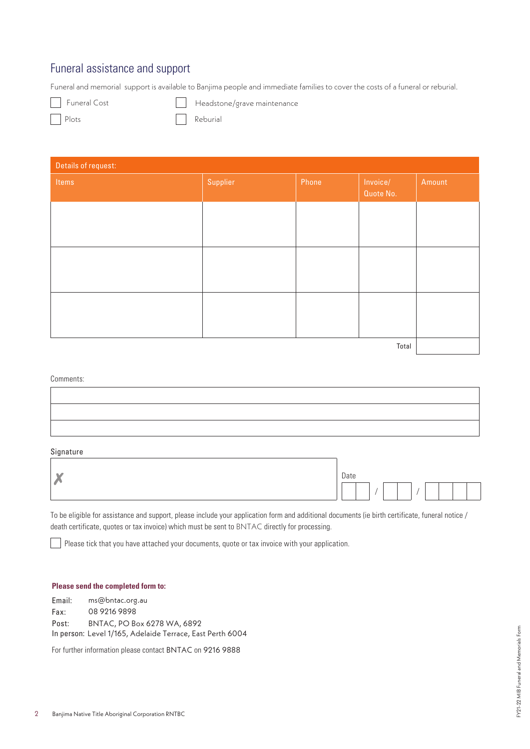## Funeral assistance and support

Funeral and memorial support is available to Banjima people and immediate families to cover the costs of a funeral or reburial.

- [ ] Funeral Cost
- [ ] Headstone/grave maintenance
- [ ] Plots
- [ ] Reburial

**Details of request:**

| Items | Supplier | Phone | Invoice/ Quote No. | Amount |
|---|---|---|---|---|
| | | | | |
| | | | | |
| | | | | |
| | | | Total | |

Comments:

| |
|---|
| |
| |
| |

Signature

✗

Date __ __ / __ __ / __ __ __ __

To be eligible for assistance and support, please include your application form and additional documents (ie birth certificate, funeral notice / death certificate, quotes or tax invoice) which must be sent to BNTAC directly for processing.

- [ ] Please tick that you have attached your documents, quote or tax invoice with your application.

**Please send the completed form to:**

Email: ms@bntac.org.au
Fax: 08 9216 9898
Post: BNTAC, PO Box 6278 WA, 6892
In person: Level 1/165, Adelaide Terrace, East Perth 6004

For further information please contact BNTAC on 9216 9888